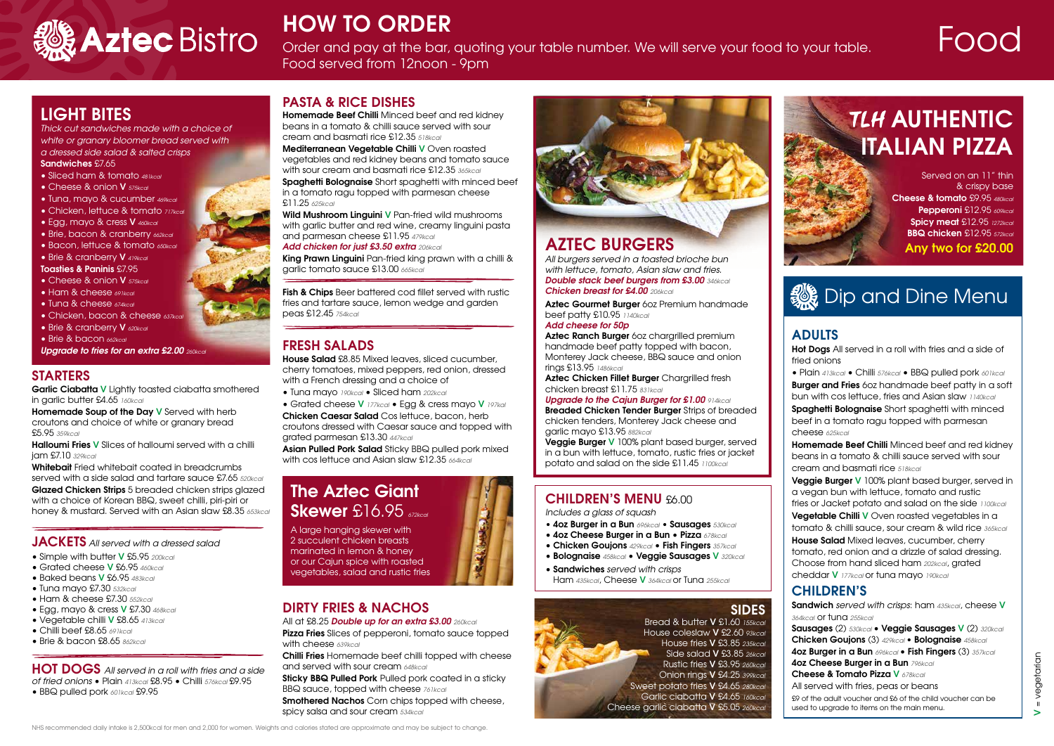# Aztec Bistro

## HOW TO ORDER

Order and pay at the bar, quoting your table number. We will serve your food to your table.
Food served from 12noon - 9pm

# Food

## LIGHT BITES

*Thick cut sandwiches made with a choice of white or granary bloomer bread served with a dressed side salad & salted crisps*

**Sandwiches** £7.65

- Sliced ham & tomato *481kcal*
- Cheese & onion V *575kcal*
- Tuna, mayo & cucumber *469kcal*
- Chicken, lettuce & tomato *717kcal*
- Egg, mayo & cress V *460kcal*
- Brie, bacon & cranberry *662kcal*
- Bacon, lettuce & tomato *650kcal*
- Brie & cranberry V *419kcal*

**Toasties & Paninis** £7.95

- Cheese & onion V *575kcal*
- Ham & cheese *691kcal*
- Tuna & cheese *674kcal*
- Chicken, bacon & cheese *637kcal*
- Brie & cranberry V *620kcal*
- Brie & bacon *662kcal*

***Upgrade to fries for an extra £2.00*** *260kcal*

## STARTERS

**Garlic Ciabatta** V Lightly toasted ciabatta smothered in garlic butter £4.65 *160kcal*

**Homemade Soup of the Day** V Served with herb croutons and choice of white or granary bread £5.95 *359kcal*

**Halloumi Fries** V Slices of halloumi served with a chilli jam £7.10 *329kcal*

**Whitebait** Fried whitebait coated in breadcrumbs served with a side salad and tartare sauce £7.65 *520kcal*

**Glazed Chicken Strips** 5 breaded chicken strips glazed with a choice of Korean BBQ, sweet chilli, piri-piri or honey & mustard. Served with an Asian slaw £8.35 *653kcal*

## JACKETS *All served with a dressed salad*

- Simple with butter V £5.95 *200kcal*
- Grated cheese V £6.95 *460kcal*
- Baked beans V £6.95 *483kcal*
- Tuna mayo £7.30 *532kcal*
- Ham & cheese £7.30 *552kcal*
- Egg, mayo & cress V £7.30 *468kcal*
- Vegetable chilli V £8.65 *413kcal*
- Chilli beef £8.65 *691kcal*
- Brie & bacon £8.65 *862kcal*

## HOT DOGS *All served in a roll with fries and a side of fried onions*

- Plain *413kcal* £8.95
- Chilli *576kcal* £9.95
- BBQ pulled pork *601kcal* £9.95

## PASTA & RICE DISHES

**Homemade Beef Chilli** Minced beef and red kidney beans in a tomato & chilli sauce served with sour cream and basmati rice £12.35 *518kcal*

**Mediterranean Vegetable Chilli** V Oven roasted vegetables and red kidney beans and tomato sauce with sour cream and basmati rice £12.35 *365kcal*

**Spaghetti Bolognaise** Short spaghetti with minced beef in a tomato ragu topped with parmesan cheese £11.25 *625kcal*

**Wild Mushroom Linguini** V Pan-fried wild mushrooms with garlic butter and red wine, creamy linguini pasta and parmesan cheese £11.95 *479kcal*

***Add chicken for just £3.50 extra*** *206kcal*

**King Prawn Linguini** Pan-fried king prawn with a chilli & garlic tomato sauce £13.00 *665kcal*

**Fish & Chips** Beer battered cod fillet served with rustic fries and tartare sauce, lemon wedge and garden peas £12.45 *754kcal*

## FRESH SALADS

**House Salad** £8.85 Mixed leaves, sliced cucumber, cherry tomatoes, mixed peppers, red onion, dressed with a French dressing and a choice of

- Tuna mayo *190kcal*
- Sliced ham *202kcal*
- Grated cheese V *177kcal*
- Egg & cress mayo V *197kcal*

**Chicken Caesar Salad** Cos lettuce, bacon, herb croutons dressed with Caesar sauce and topped with grated parmesan £13.30 *447kcal*

**Asian Pulled Pork Salad** Sticky BBQ pulled pork mixed with cos lettuce and Asian slaw £12.35 *664kcal*

## The Aztec Giant Skewer £16.95 *672kcal*

A large hanging skewer with 2 succulent chicken breasts marinated in lemon & honey or our Cajun spice with roasted vegetables, salad and rustic fries

## DIRTY FRIES & NACHOS

All at £8.25 ***Double up for an extra £3.00*** *260kcal*

**Pizza Fries** Slices of pepperoni, tomato sauce topped with cheese *639kcal*

**Chilli Fries** Homemade beef chilli topped with cheese and served with sour cream *648kcal*

**Sticky BBQ Pulled Pork** Pulled pork coated in a sticky BBQ sauce, topped with cheese *761kcal*

**Smothered Nachos** Corn chips topped with cheese, spicy salsa and sour cream *534kcal*

## AZTEC BURGERS

*All burgers served in a toasted brioche bun with lettuce, tomato, Asian slaw and fries.*

***Double stack beef burgers from £3.00*** *346kcal*
***Chicken breast for £4.00*** *206kcal*

**Aztec Gourmet Burger** 6oz Premium handmade beef patty £10.95 *1140kcal*

***Add cheese for 50p***

**Aztec Ranch Burger** 6oz chargrilled premium handmade beef patty topped with bacon, Monterey Jack cheese, BBQ sauce and onion rings £13.95 *1486kcal*

**Aztec Chicken Fillet Burger** Chargrilled fresh chicken breast £11.75 *831kcal*

***Upgrade to the Cajun Burger for £1.00*** *914kcal*

**Breaded Chicken Tender Burger** Strips of breaded chicken tenders, Monterey Jack cheese and garlic mayo £13.95 *882kcal*

**Veggie Burger** V 100% plant based burger, served in a bun with lettuce, tomato, rustic fries or jacket potato and salad on the side £11.45 *1100kcal*

## CHILDREN'S MENU £6.00

*Includes a glass of squash*

- **4oz Burger in a Bun** *696kcal* • **Sausages** *530kcal*
- **4oz Cheese Burger in a Bun** *796kcal* • **Pizza** *678kcal*
- **Chicken Goujons** *429kcal* • **Fish Fingers** *357kcal*
- **Bolognaise** *458kcal* • **Veggie Sausages** V *320kcal*
- **Sandwiches** *served with crisps*
  Ham *435kcal*, Cheese V *364kcal* or Tuna *255kcal*

## SIDES

- Bread & butter V £1.60 *155kcal*
- House coleslaw V £2.60 *93kcal*
- House fries V £3.85 *235kcal*
- Side salad V £3.85 *26kcal*
- Rustic fries V £3.95 *260kcal*
- Onion rings V £4.25 *399kcal*
- Sweet potato fries V £4.65 *280kcal*
- Garlic ciabatta V £4.65 *160kcal*
- Cheese garlic ciabatta V £5.05 *260kcal*

## TLH AUTHENTIC ITALIAN PIZZA

Served on an 11" thin & crispy base

- **Cheese & tomato** £9.95 *480kcal*
- **Pepperoni** £12.95 *609kcal*
- **Spicy meat** £12.95 *1272kcal*
- **BBQ chicken** £12.95 *572kcal*

**Any two for £20.00**

## Dip and Dine Menu

### ADULTS

**Hot Dogs** All served in a roll with fries and a side of fried onions

- Plain *413kcal* • Chilli *576kcal* • BBQ pulled pork *601kcal*

**Burger and Fries** 6oz handmade beef patty in a soft bun with cos lettuce, fries and Asian slaw *1140kcal*

**Spaghetti Bolognaise** Short spaghetti with minced beef in a tomato ragu topped with parmesan cheese *625kcal*

**Homemade Beef Chilli** Minced beef and red kidney beans in a tomato & chilli sauce served with sour cream and basmati rice *518kcal*

**Veggie Burger** V 100% plant based burger, served in a vegan bun with lettuce, tomato and rustic fries or Jacket potato and salad on the side *1100kcal*

**Vegetable Chilli** V Oven roasted vegetables in a tomato & chilli sauce, sour cream & wild rice *365kcal*

**House Salad** Mixed leaves, cucumber, cherry tomato, red onion and a drizzle of salad dressing. Choose from hand sliced ham *202kcal*, grated cheddar V *177kcal* or tuna mayo *190kcal*

### CHILDREN'S

**Sandwich** *served with crisps:* ham *435kcal*, cheese V *364kcal* or tuna *255kcal*

**Sausages** (2) *530kcal* • **Veggie Sausages** V (2) *320kcal*

**Chicken Goujons** (3) *429kcal* • **Bolognaise** *458kcal*

**4oz Burger in a Bun** *696kcal* • **Fish Fingers** (3) *357kcal*

**4oz Cheese Burger in a Bun** *796kcal*

**Cheese & Tomato Pizza** V *678kcal*

All served with fries, peas or beans

£9 of the adult voucher and £6 of the child voucher can be used to upgrade to items on the main menu.

V = vegetarian

NHS recommended daily intake is 2,500kcal for men and 2,000 for women. Weights and calories stated are approximate and may be subject to change.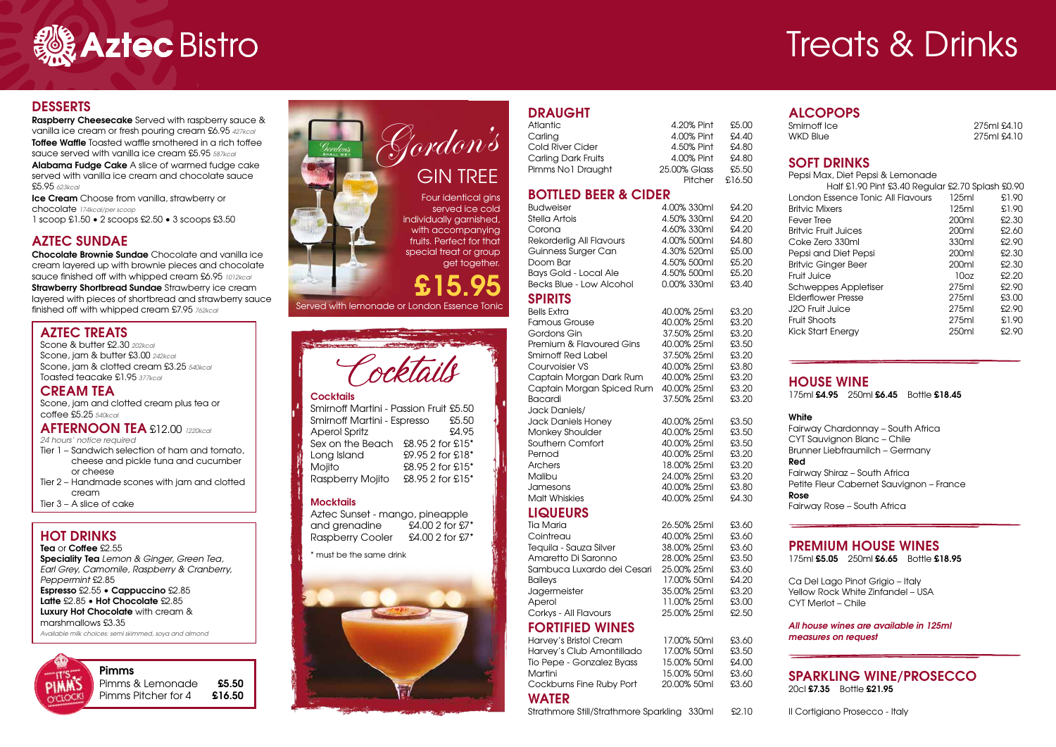# Aztec Bistro

# Treats & Drinks

## DESSERTS

**Raspberry Cheesecake** Served with raspberry sauce & vanilla ice cream or fresh pouring cream £6.95 *427kcal*

**Toffee Waffle** Toasted waffle smothered in a rich toffee sauce served with vanilla ice cream £5.95 *587kcal*

**Alabama Fudge Cake** A slice of warmed fudge cake served with vanilla ice cream and chocolate sauce £5.95 *623kcal*

**Ice Cream** Choose from vanilla, strawberry or chocolate *174kcal/per scoop*
1 scoop £1.50 • 2 scoops £2.50 • 3 scoops £3.50

## AZTEC SUNDAE

**Chocolate Brownie Sundae** Chocolate and vanilla ice cream layered up with brownie pieces and chocolate sauce finished off with whipped cream £6.95 *1012kcal*

**Strawberry Shortbread Sundae** Strawberry ice cream layered with pieces of shortbread and strawberry sauce finished off with whipped cream £7.95 *762kcal*

## AZTEC TREATS

Scone & butter £2.30 *202kcal*
Scone, jam & butter £3.00 *242kcal*
Scone, jam & clotted cream £3.25 *540kcal*
Toasted teacake £1.95 *377kcal*

## CREAM TEA

Scone, jam and clotted cream plus tea or coffee £5.25 *540kcal*

## AFTERNOON TEA £12.00 *1220kcal*

*24 hours' notice required*

- Tier 1 – Sandwich selection of ham and tomato, cheese and pickle tuna and cucumber or cheese
- Tier 2 – Handmade scones with jam and clotted cream
- Tier 3 – A slice of cake

## HOT DRINKS

**Tea** or **Coffee** £2.55
**Speciality Tea** *Lemon & Ginger, Green Tea, Earl Grey, Camomile, Raspberry & Cranberry, Peppermint* £2.85
**Espresso** £2.55 • **Cappuccino** £2.85
**Latte** £2.85 • **Hot Chocolate** £2.85
**Luxury Hot Chocolate** with cream & marshmallows £3.35

*Available milk choices: semi skimmed, soya and almond*

## Pimms

| | |
|---|---|
| Pimms & Lemonade | **£5.50** |
| Pimms Pitcher for 4 | **£16.50** |

## Gordon's GIN TREE

Four identical gins served ice cold individually garnished, with accompanying fruits. Perfect for that special treat or group get together.

**£15.95**

Served with lemonade or London Essence Tonic

## Cocktails

### Cocktails

| | |
|---|---|
| Smirnoff Martini - Passion Fruit | £5.50 |
| Smirnoff Martini - Espresso | £5.50 |
| Aperol Spritz | £4.95 |
| Sex on the Beach | £8.95 2 for £15* |
| Long Island | £9.95 2 for £18* |
| Mojito | £8.95 2 for £15* |
| Raspberry Mojito | £8.95 2 for £15* |

### Mocktails

| | |
|---|---|
| Aztec Sunset - mango, pineapple and grenadine | £4.00 2 for £7* |
| Raspberry Cooler | £4.00 2 for £7* |

\* must be the same drink

## DRAUGHT

| | | | |
|---|---|---|---|
| Atlantic | 4.20% | Pint | £5.00 |
| Carling | 4.00% | Pint | £4.40 |
| Cold River Cider | 4.50% | Pint | £4.80 |
| Carling Dark Fruits | 4.00% | Pint | £4.80 |
| Pimms No1 Draught | 25.00% | Glass | £5.50 |
| | | Pitcher | £16.50 |

## BOTTLED BEER & CIDER

| | | | |
|---|---|---|---|
| Budweiser | 4.00% | 330ml | £4.20 |
| Stella Artois | 4.50% | 330ml | £4.20 |
| Corona | 4.60% | 330ml | £4.20 |
| Rekorderlig All Flavours | 4.00% | 500ml | £4.80 |
| Guinness Surger Can | 4.30% | 520ml | £5.00 |
| Doom Bar | 4.50% | 500ml | £5.20 |
| Bays Gold - Local Ale | 4.50% | 500ml | £5.20 |
| Becks Blue - Low Alcohol | 0.00% | 330ml | £3.40 |

## SPIRITS

| | | | |
|---|---|---|---|
| Bells Extra | 40.00% | 25ml | £3.20 |
| Famous Grouse | 40.00% | 25ml | £3.20 |
| Gordons Gin | 37.50% | 25ml | £3.20 |
| Premium & Flavoured Gins | 40.00% | 25ml | £3.50 |
| Smirnoff Red Label | 37.50% | 25ml | £3.20 |
| Courvoisier VS | 40.00% | 25ml | £3.80 |
| Captain Morgan Dark Rum | 40.00% | 25ml | £3.20 |
| Captain Morgan Spiced Rum | 40.00% | 25ml | £3.20 |
| Bacardi | 37.50% | 25ml | £3.20 |
| Jack Daniels/ Jack Daniels Honey | 40.00% | 25ml | £3.50 |
| Monkey Shoulder | 40.00% | 25ml | £3.50 |
| Southern Comfort | 40.00% | 25ml | £3.50 |
| Pernod | 40.00% | 25ml | £3.20 |
| Archers | 18.00% | 25ml | £3.20 |
| Malibu | 24.00% | 25ml | £3.20 |
| Jamesons | 40.00% | 25ml | £3.80 |
| Malt Whiskies | 40.00% | 25ml | £4.30 |

## LIQUEURS

| | | | |
|---|---|---|---|
| Tia Maria | 26.50% | 25ml | £3.60 |
| Cointreau | 40.00% | 25ml | £3.60 |
| Tequila - Sauza Silver | 38.00% | 25ml | £3.60 |
| Amaretto Di Saronno | 28.00% | 25ml | £3.50 |
| Sambuca Luxardo dei Cesari | 25.00% | 25ml | £3.60 |
| Baileys | 17.00% | 50ml | £4.20 |
| Jagermeister | 35.00% | 25ml | £3.20 |
| Aperol | 11.00% | 25ml | £3.00 |
| Corkys - All Flavours | 25.00% | 25ml | £2.50 |

## FORTIFIED WINES

| | | | |
|---|---|---|---|
| Harvey's Bristol Cream | 17.00% | 50ml | £3.60 |
| Harvey's Club Amontillado | 17.00% | 50ml | £3.50 |
| Tio Pepe - Gonzalez Byass | 15.00% | 50ml | £4.00 |
| Martini | 15.00% | 50ml | £3.60 |
| Cockburns Fine Ruby Port | 20.00% | 50ml | £3.60 |

## WATER

| | | |
|---|---|---|
| Strathmore Still/Strathmore Sparkling | 330ml | £2.10 |

## ALCOPOPS

| | | |
|---|---|---|
| Smirnoff Ice | 275ml | £4.10 |
| WKD Blue | 275ml | £4.10 |

## SOFT DRINKS

Pepsi Max, Diet Pepsi & Lemonade
Half £1.90 Pint £3.40 Regular £2.70 Splash £0.90

| | | |
|---|---|---|
| London Essence Tonic All Flavours | 125ml | £1.90 |
| Britvic Mixers | 125ml | £1.90 |
| Fever Tree | 200ml | £2.30 |
| Britvic Fruit Juices | 200ml | £2.60 |
| Coke Zero 330ml | 330ml | £2.90 |
| Pepsi and Diet Pepsi | 200ml | £2.30 |
| Britvic Ginger Beer | 200ml | £2.30 |
| Fruit Juice | 10oz | £2.20 |
| Schweppes Appletiser | 275ml | £2.90 |
| Elderflower Presse | 275ml | £3.00 |
| J2O Fruit Juice | 275ml | £2.90 |
| Fruit Shoots | 275ml | £1.90 |
| Kick Start Energy | 250ml | £2.90 |

## HOUSE WINE

175ml **£4.95** 250ml **£6.45** Bottle **£18.45**

**White**
Fairway Chardonnay – South Africa
CYT Sauvignon Blanc – Chile
Brunner Liebfraumilch – Germany

**Red**
Fairway Shiraz – South Africa
Petite Fleur Cabernet Sauvignon – France

**Rose**
Fairway Rose – South Africa

## PREMIUM HOUSE WINES

175ml **£5.05** 250ml **£6.65** Bottle **£18.95**

Ca Del Lago Pinot Grigio – Italy
Yellow Rock White Zinfandel – USA
CYT Merlot – Chile

***All house wines are available in 125ml measures on request***

## SPARKLING WINE/PROSECCO

20cl **£7.35** Bottle **£21.95**

Il Cortigiano Prosecco - Italy